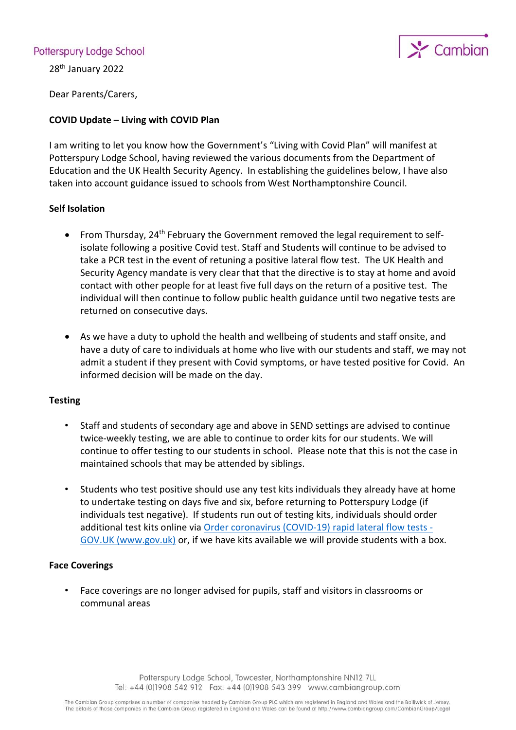Potterspury Lodge School

Cambian

28th January 2022

Dear Parents/Carers,

**COVID Update – Living with COVID Plan**

I am writing to let you know how the Government's "Living with Covid Plan" will manifest at Potterspury Lodge School, having reviewed the various documents from the Department of Education and the UK Health Security Agency. In establishing the guidelines below, I have also taken into account guidance issued to schools from West Northamptonshire Council.

**Self Isolation**

- From Thursday, 24th February the Government removed the legal requirement to self-isolate following a positive Covid test. Staff and Students will continue to be advised to take a PCR test in the event of retuning a positive lateral flow test. The UK Health and Security Agency mandate is very clear that that the directive is to stay at home and avoid contact with other people for at least five full days on the return of a positive test. The individual will then continue to follow public health guidance until two negative tests are returned on consecutive days.

- As we have a duty to uphold the health and wellbeing of students and staff onsite, and have a duty of care to individuals at home who live with our students and staff, we may not admit a student if they present with Covid symptoms, or have tested positive for Covid. An informed decision will be made on the day.

**Testing**

- Staff and students of secondary age and above in SEND settings are advised to continue twice-weekly testing, we are able to continue to order kits for our students. We will continue to offer testing to our students in school. Please note that this is not the case in maintained schools that may be attended by siblings.

- Students who test positive should use any test kits individuals they already have at home to undertake testing on days five and six, before returning to Potterspury Lodge (if individuals test negative). If students run out of testing kits, individuals should order additional test kits online via [Order coronavirus (COVID-19) rapid lateral flow tests - GOV.UK (www.gov.uk)] or, if we have kits available we will provide students with a box.

**Face Coverings**

- Face coverings are no longer advised for pupils, staff and visitors in classrooms or communal areas

Potterspury Lodge School, Towcester, Northamptonshire NN12 7LL
Tel: +44 (0)1908 542 912 Fax: +44 (0)1908 543 399 www.cambiangroup.com

The Cambian Group comprises a number of companies headed by Cambian Group PLC which are registered in England and Wales and the Bailiwick of Jersey. The details of those companies in the Cambian Group registered in England and Wales can be found at http://www.cambiangroup.com/CambianGroup/Legal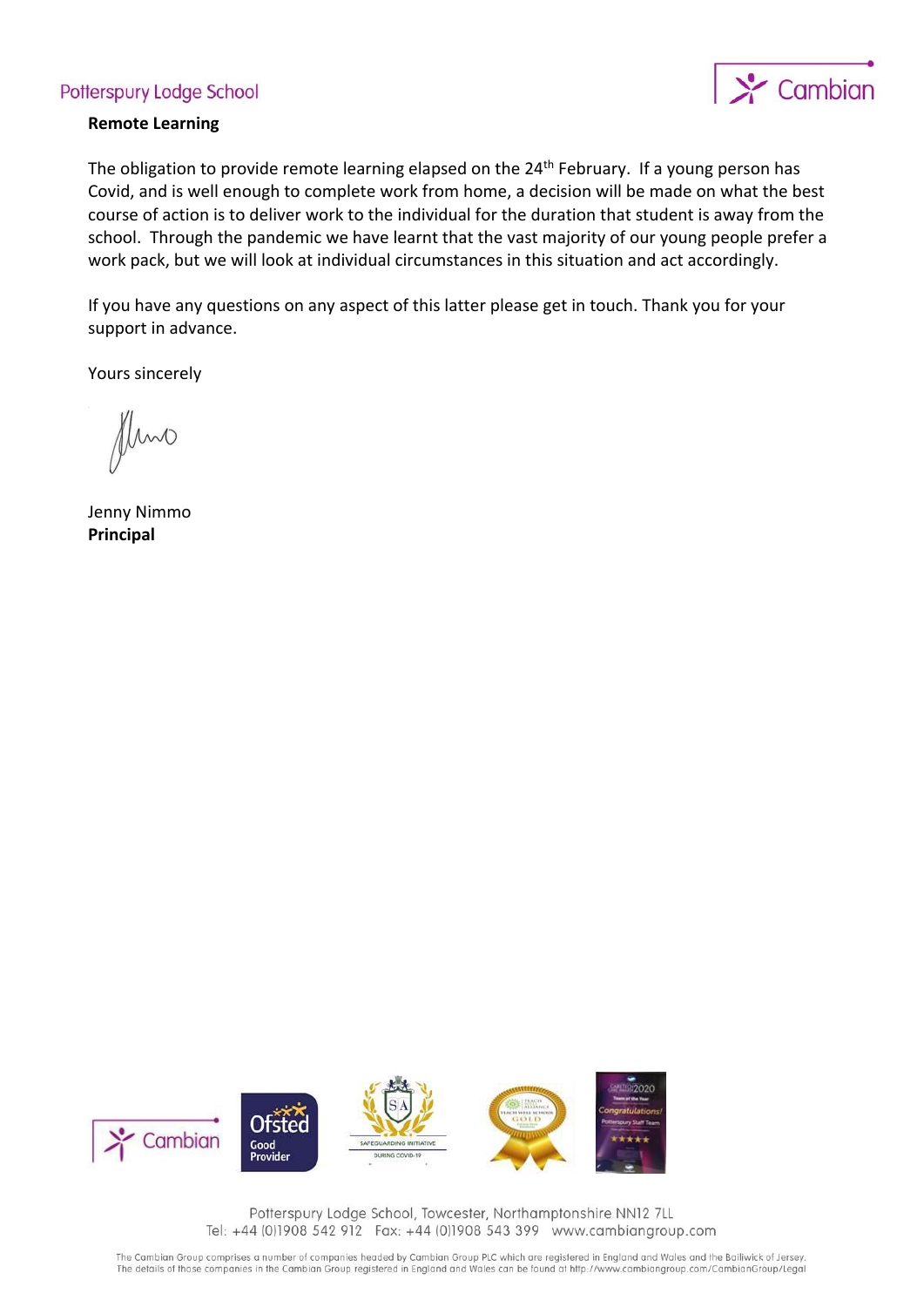**Remote Learning**

The obligation to provide remote learning elapsed on the 24th February. If a young person has Covid, and is well enough to complete work from home, a decision will be made on what the best course of action is to deliver work to the individual for the duration that student is away from the school. Through the pandemic we have learnt that the vast majority of our young people prefer a work pack, but we will look at individual circumstances in this situation and act accordingly.

If you have any questions on any aspect of this latter please get in touch. Thank you for your support in advance.

Yours sincerely

Jenny Nimmo
**Principal**

Potterspury Lodge School, Towcester, Northamptonshire NN12 7LL
Tel: +44 (0)1908 542 912 Fax: +44 (0)1908 543 399 www.cambiangroup.com

The Cambian Group comprises a number of companies headed by Cambian Group PLC which are registered in England and Wales and the Bailiwick of Jersey. The details of those companies in the Cambian Group registered in England and Wales can be found at http://www.cambiangroup.com/CambianGroup/Legal